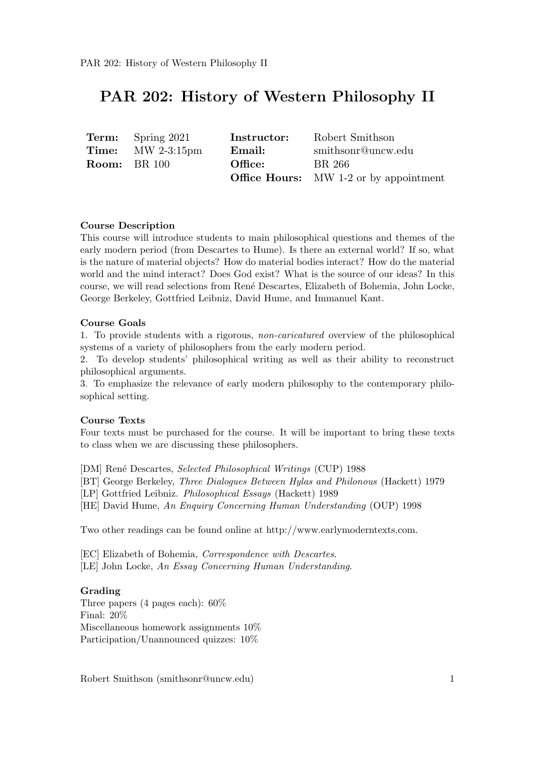# PAR 202: History of Western Philosophy II

| | | | |
|---|---|---|---|
| **Term:** | Spring 2021 | **Instructor:** | Robert Smithson |
| **Time:** | MW 2-3:15pm | **Email:** | smithsonr@uncw.edu |
| **Room:** | BR 100 | **Office:** | BR 266 |
| | | **Office Hours:** | MW 1-2 or by appointment |

**Course Description**

This course will introduce students to main philosophical questions and themes of the early modern period (from Descartes to Hume). Is there an external world? If so, what is the nature of material objects? How do material bodies interact? How do the material world and the mind interact? Does God exist? What is the source of our ideas? In this course, we will read selections from René Descartes, Elizabeth of Bohemia, John Locke, George Berkeley, Gottfried Leibniz, David Hume, and Immanuel Kant.

**Course Goals**

1. To provide students with a rigorous, *non-caricatured* overview of the philosophical systems of a variety of philosophers from the early modern period.
2. To develop students' philosophical writing as well as their ability to reconstruct philosophical arguments.
3. To emphasize the relevance of early modern philosophy to the contemporary philosophical setting.

**Course Texts**

Four texts must be purchased for the course. It will be important to bring these texts to class when we are discussing these philosophers.

[DM] René Descartes, *Selected Philosophical Writings* (CUP) 1988
[BT] George Berkeley, *Three Dialogues Between Hylas and Philonous* (Hackett) 1979
[LP] Gottfried Leibniz. *Philosophical Essays* (Hackett) 1989
[HE] David Hume, *An Enquiry Concerning Human Understanding* (OUP) 1998

Two other readings can be found online at http://www.earlymoderntexts.com.

[EC] Elizabeth of Bohemia, *Correspondence with Descartes*.
[LE] John Locke, *An Essay Concerning Human Understanding.*

**Grading**

Three papers (4 pages each): 60%
Final: 20%
Miscellaneous homework assignments 10%
Participation/Unannounced quizzes: 10%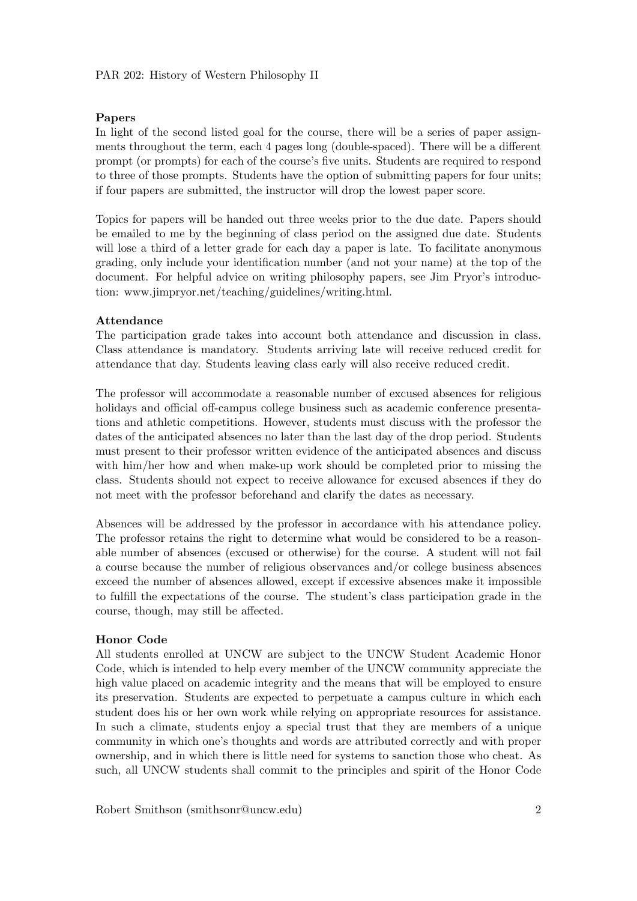**Papers**

In light of the second listed goal for the course, there will be a series of paper assignments throughout the term, each 4 pages long (double-spaced). There will be a different prompt (or prompts) for each of the course's five units. Students are required to respond to three of those prompts. Students have the option of submitting papers for four units; if four papers are submitted, the instructor will drop the lowest paper score.

Topics for papers will be handed out three weeks prior to the due date. Papers should be emailed to me by the beginning of class period on the assigned due date. Students will lose a third of a letter grade for each day a paper is late. To facilitate anonymous grading, only include your identification number (and not your name) at the top of the document. For helpful advice on writing philosophy papers, see Jim Pryor's introduction: www.jimpryor.net/teaching/guidelines/writing.html.

**Attendance**

The participation grade takes into account both attendance and discussion in class. Class attendance is mandatory. Students arriving late will receive reduced credit for attendance that day. Students leaving class early will also receive reduced credit.

The professor will accommodate a reasonable number of excused absences for religious holidays and official off-campus college business such as academic conference presentations and athletic competitions. However, students must discuss with the professor the dates of the anticipated absences no later than the last day of the drop period. Students must present to their professor written evidence of the anticipated absences and discuss with him/her how and when make-up work should be completed prior to missing the class. Students should not expect to receive allowance for excused absences if they do not meet with the professor beforehand and clarify the dates as necessary.

Absences will be addressed by the professor in accordance with his attendance policy. The professor retains the right to determine what would be considered to be a reasonable number of absences (excused or otherwise) for the course. A student will not fail a course because the number of religious observances and/or college business absences exceed the number of absences allowed, except if excessive absences make it impossible to fulfill the expectations of the course. The student's class participation grade in the course, though, may still be affected.

**Honor Code**

All students enrolled at UNCW are subject to the UNCW Student Academic Honor Code, which is intended to help every member of the UNCW community appreciate the high value placed on academic integrity and the means that will be employed to ensure its preservation. Students are expected to perpetuate a campus culture in which each student does his or her own work while relying on appropriate resources for assistance. In such a climate, students enjoy a special trust that they are members of a unique community in which one's thoughts and words are attributed correctly and with proper ownership, and in which there is little need for systems to sanction those who cheat. As such, all UNCW students shall commit to the principles and spirit of the Honor Code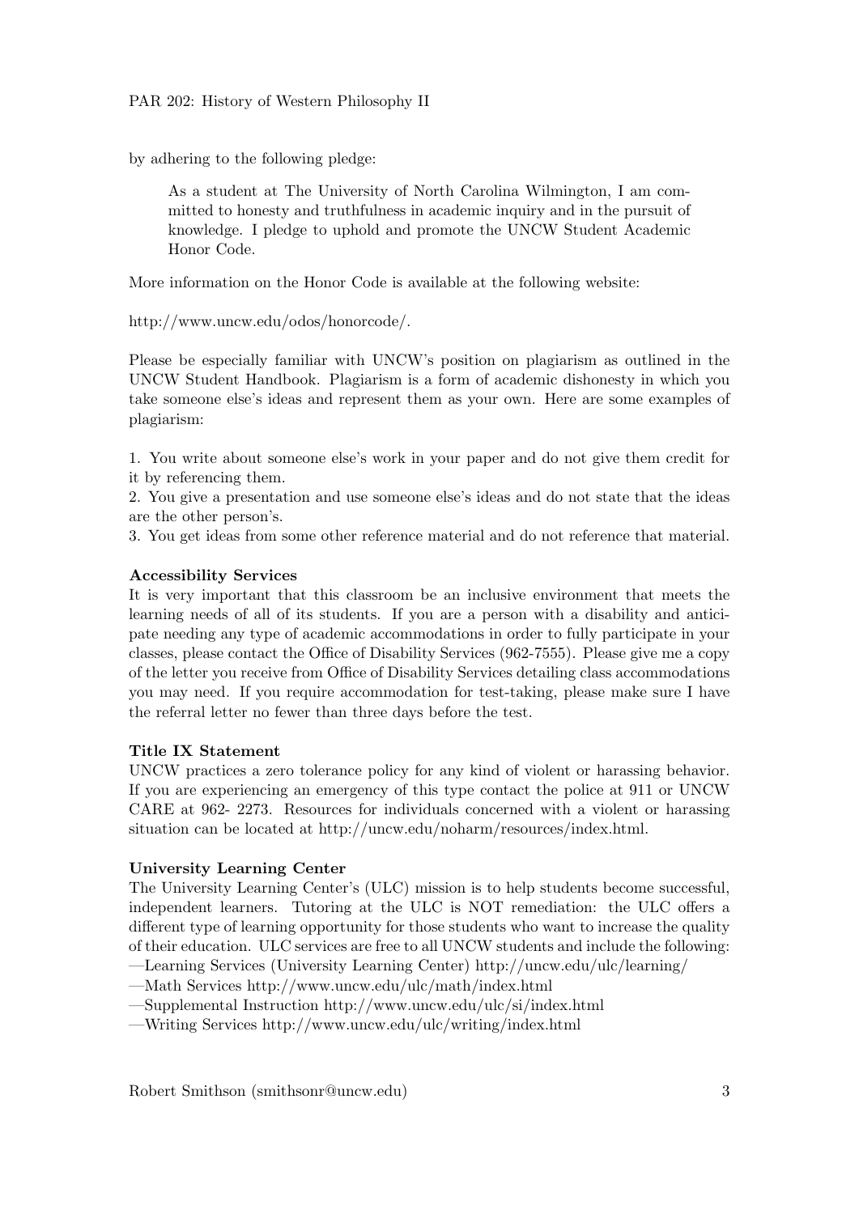by adhering to the following pledge:

> As a student at The University of North Carolina Wilmington, I am committed to honesty and truthfulness in academic inquiry and in the pursuit of knowledge. I pledge to uphold and promote the UNCW Student Academic Honor Code.

More information on the Honor Code is available at the following website:

http://www.uncw.edu/odos/honorcode/.

Please be especially familiar with UNCW's position on plagiarism as outlined in the UNCW Student Handbook. Plagiarism is a form of academic dishonesty in which you take someone else's ideas and represent them as your own. Here are some examples of plagiarism:

1. You write about someone else's work in your paper and do not give them credit for it by referencing them.
2. You give a presentation and use someone else's ideas and do not state that the ideas are the other person's.
3. You get ideas from some other reference material and do not reference that material.

**Accessibility Services**

It is very important that this classroom be an inclusive environment that meets the learning needs of all of its students. If you are a person with a disability and anticipate needing any type of academic accommodations in order to fully participate in your classes, please contact the Office of Disability Services (962-7555). Please give me a copy of the letter you receive from Office of Disability Services detailing class accommodations you may need. If you require accommodation for test-taking, please make sure I have the referral letter no fewer than three days before the test.

**Title IX Statement**

UNCW practices a zero tolerance policy for any kind of violent or harassing behavior. If you are experiencing an emergency of this type contact the police at 911 or UNCW CARE at 962- 2273. Resources for individuals concerned with a violent or harassing situation can be located at http://uncw.edu/noharm/resources/index.html.

**University Learning Center**

The University Learning Center's (ULC) mission is to help students become successful, independent learners. Tutoring at the ULC is NOT remediation: the ULC offers a different type of learning opportunity for those students who want to increase the quality of their education. ULC services are free to all UNCW students and include the following:
—Learning Services (University Learning Center) http://uncw.edu/ulc/learning/
—Math Services http://www.uncw.edu/ulc/math/index.html
—Supplemental Instruction http://www.uncw.edu/ulc/si/index.html
—Writing Services http://www.uncw.edu/ulc/writing/index.html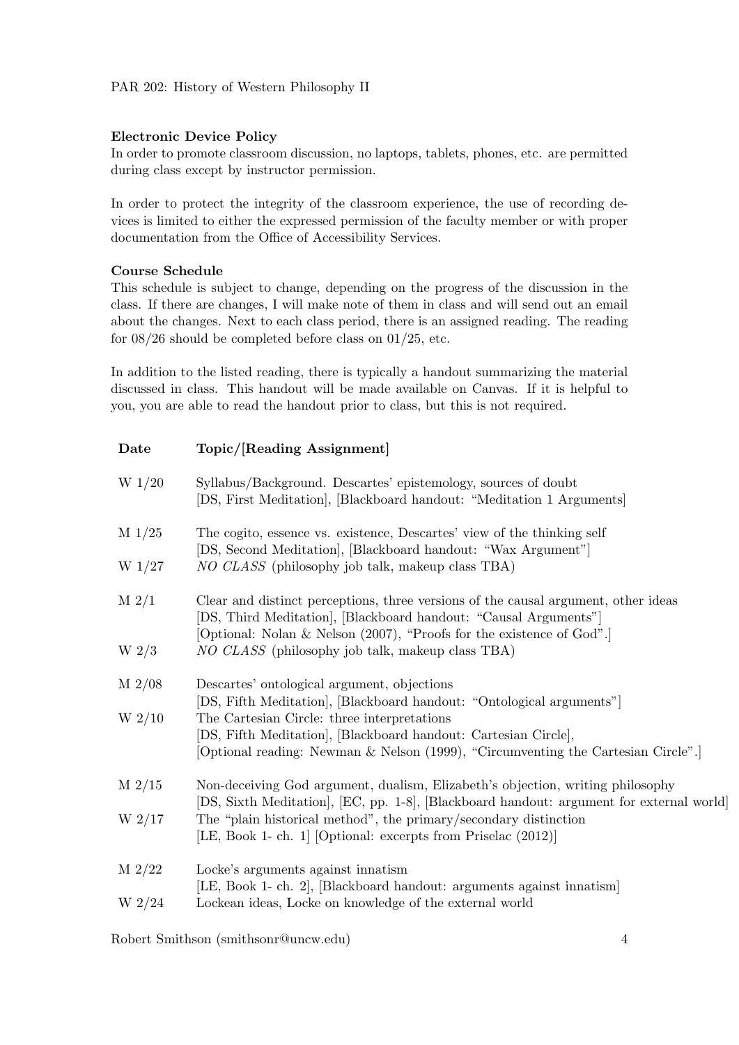PAR 202: History of Western Philosophy II

**Electronic Device Policy**
In order to promote classroom discussion, no laptops, tablets, phones, etc. are permitted during class except by instructor permission.

In order to protect the integrity of the classroom experience, the use of recording devices is limited to either the expressed permission of the faculty member or with proper documentation from the Office of Accessibility Services.

**Course Schedule**
This schedule is subject to change, depending on the progress of the discussion in the class. If there are changes, I will make note of them in class and will send out an email about the changes. Next to each class period, there is an assigned reading. The reading for 08/26 should be completed before class on 01/25, etc.

In addition to the listed reading, there is typically a handout summarizing the material discussed in class. This handout will be made available on Canvas. If it is helpful to you, you are able to read the handout prior to class, but this is not required.

| Date | Topic/[Reading Assignment] |
|---|---|
| W 1/20 | Syllabus/Background. Descartes' epistemology, sources of doubt [DS, First Meditation], [Blackboard handout: "Meditation 1 Arguments] |
| M 1/25 | The cogito, essence vs. existence, Descartes' view of the thinking self [DS, Second Meditation], [Blackboard handout: "Wax Argument"] |
| W 1/27 | *NO CLASS* (philosophy job talk, makeup class TBA) |
| M 2/1 | Clear and distinct perceptions, three versions of the causal argument, other ideas [DS, Third Meditation], [Blackboard handout: "Causal Arguments"] [Optional: Nolan & Nelson (2007), "Proofs for the existence of God".] |
| W 2/3 | *NO CLASS* (philosophy job talk, makeup class TBA) |
| M 2/08 | Descartes' ontological argument, objections [DS, Fifth Meditation], [Blackboard handout: "Ontological arguments"] |
| W 2/10 | The Cartesian Circle: three interpretations [DS, Fifth Meditation], [Blackboard handout: Cartesian Circle], [Optional reading: Newman & Nelson (1999), "Circumventing the Cartesian Circle".] |
| M 2/15 | Non-deceiving God argument, dualism, Elizabeth's objection, writing philosophy [DS, Sixth Meditation], [EC, pp. 1-8], [Blackboard handout: argument for external world] |
| W 2/17 | The "plain historical method", the primary/secondary distinction [LE, Book 1- ch. 1] [Optional: excerpts from Priselac (2012)] |
| M 2/22 | Locke's arguments against innatism [LE, Book 1- ch. 2], [Blackboard handout: arguments against innatism] |
| W 2/24 | Lockean ideas, Locke on knowledge of the external world |

Robert Smithson (smithsonr@uncw.edu)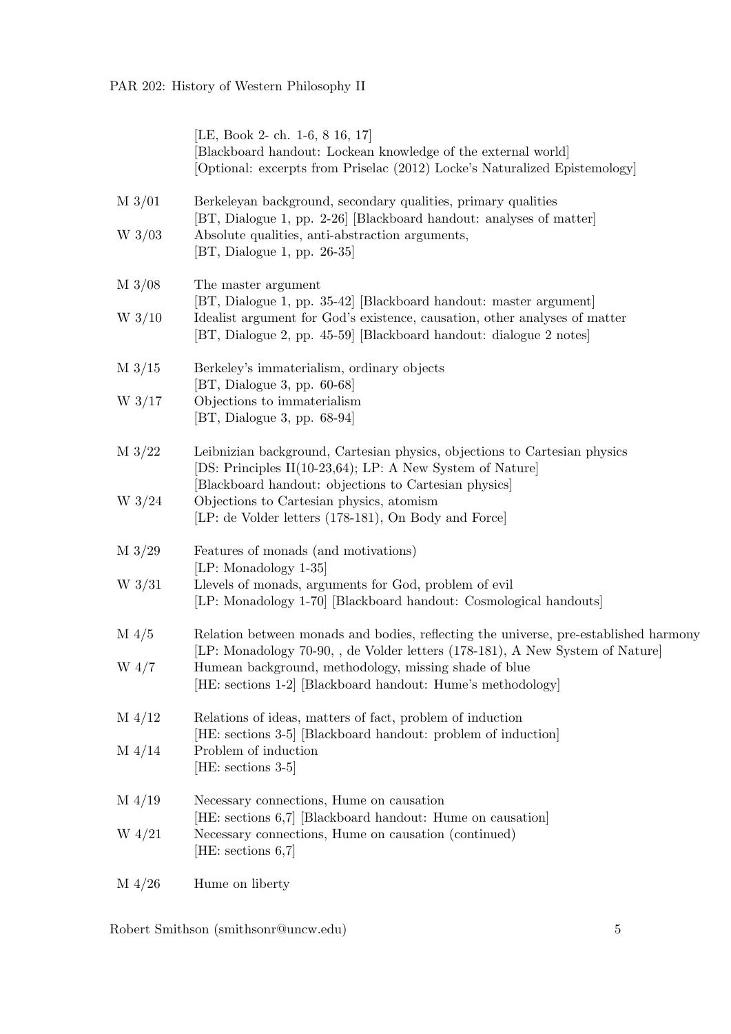| | |
|---|---|
| | [LE, Book 2- ch. 1-6, 8 16, 17] |
| | [Blackboard handout: Lockean knowledge of the external world] |
| | [Optional: excerpts from Priselac (2012) Locke's Naturalized Epistemology] |
| M 3/01 | Berkeleyan background, secondary qualities, primary qualities |
| | [BT, Dialogue 1, pp. 2-26] [Blackboard handout: analyses of matter] |
| W 3/03 | Absolute qualities, anti-abstraction arguments, |
| | [BT, Dialogue 1, pp. 26-35] |
| M 3/08 | The master argument |
| | [BT, Dialogue 1, pp. 35-42] [Blackboard handout: master argument] |
| W 3/10 | Idealist argument for God's existence, causation, other analyses of matter |
| | [BT, Dialogue 2, pp. 45-59] [Blackboard handout: dialogue 2 notes] |
| M 3/15 | Berkeley's immaterialism, ordinary objects |
| | [BT, Dialogue 3, pp. 60-68] |
| W 3/17 | Objections to immaterialism |
| | [BT, Dialogue 3, pp. 68-94] |
| M 3/22 | Leibnizian background, Cartesian physics, objections to Cartesian physics |
| | [DS: Principles II(10-23,64); LP: A New System of Nature] |
| | [Blackboard handout: objections to Cartesian physics] |
| W 3/24 | Objections to Cartesian physics, atomism |
| | [LP: de Volder letters (178-181), On Body and Force] |
| M 3/29 | Features of monads (and motivations) |
| | [LP: Monadology 1-35] |
| W 3/31 | Llevels of monads, arguments for God, problem of evil |
| | [LP: Monadology 1-70] [Blackboard handout: Cosmological handouts] |
| M 4/5 | Relation between monads and bodies, reflecting the universe, pre-established harmony |
| | [LP: Monadology 70-90, , de Volder letters (178-181), A New System of Nature] |
| W 4/7 | Humean background, methodology, missing shade of blue |
| | [HE: sections 1-2] [Blackboard handout: Hume's methodology] |
| M 4/12 | Relations of ideas, matters of fact, problem of induction |
| | [HE: sections 3-5] [Blackboard handout: problem of induction] |
| M 4/14 | Problem of induction |
| | [HE: sections 3-5] |
| M 4/19 | Necessary connections, Hume on causation |
| | [HE: sections 6,7] [Blackboard handout: Hume on causation] |
| W 4/21 | Necessary connections, Hume on causation (continued) |
| | [HE: sections 6,7] |
| M 4/26 | Hume on liberty |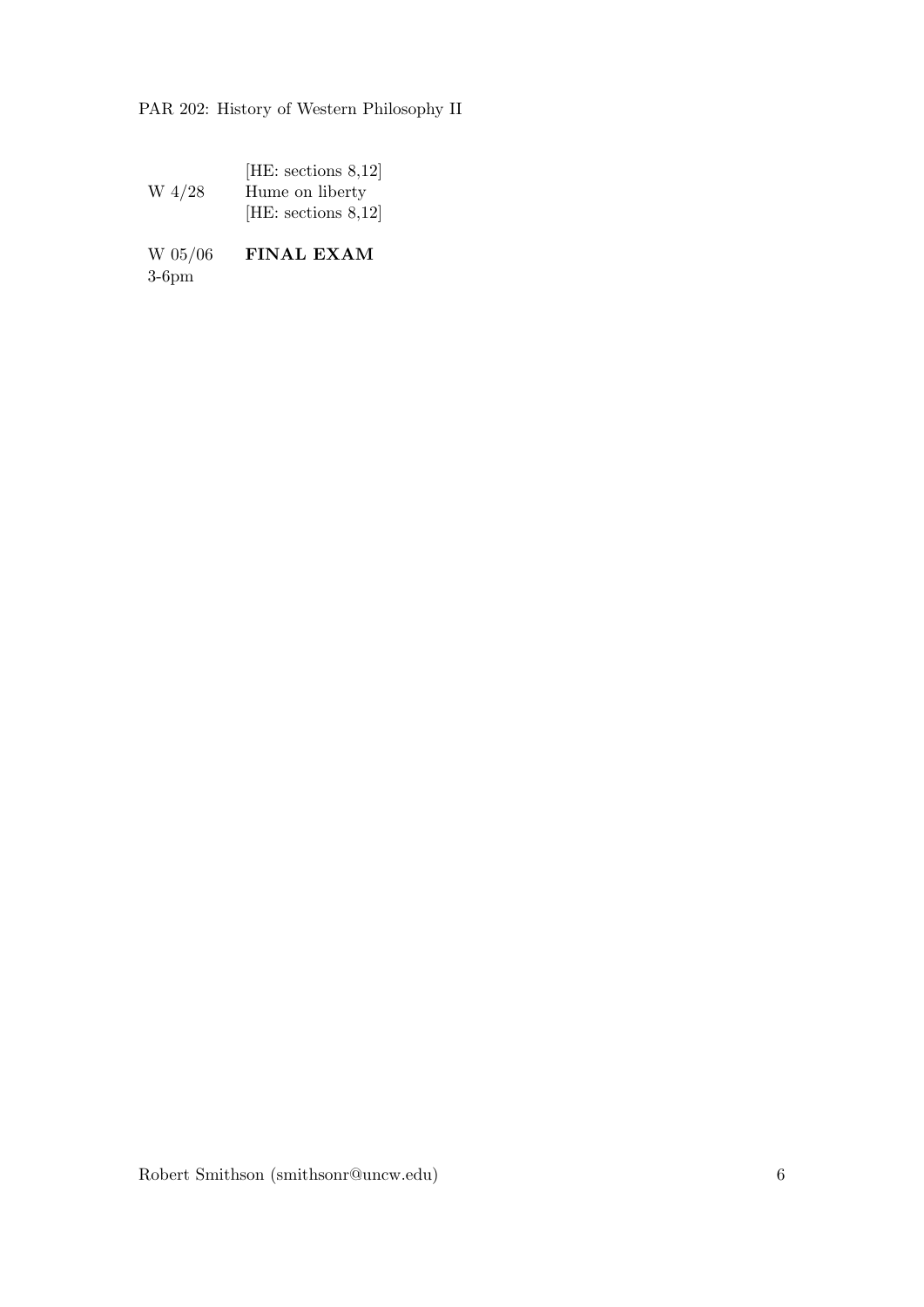| | |
|---|---|
| | [HE: sections 8,12] |
| W 4/28 | Hume on liberty<br>[HE: sections 8,12] |
| W 05/06<br>3-6pm | **FINAL EXAM** |

Robert Smithson (smithsonr@uncw.edu)